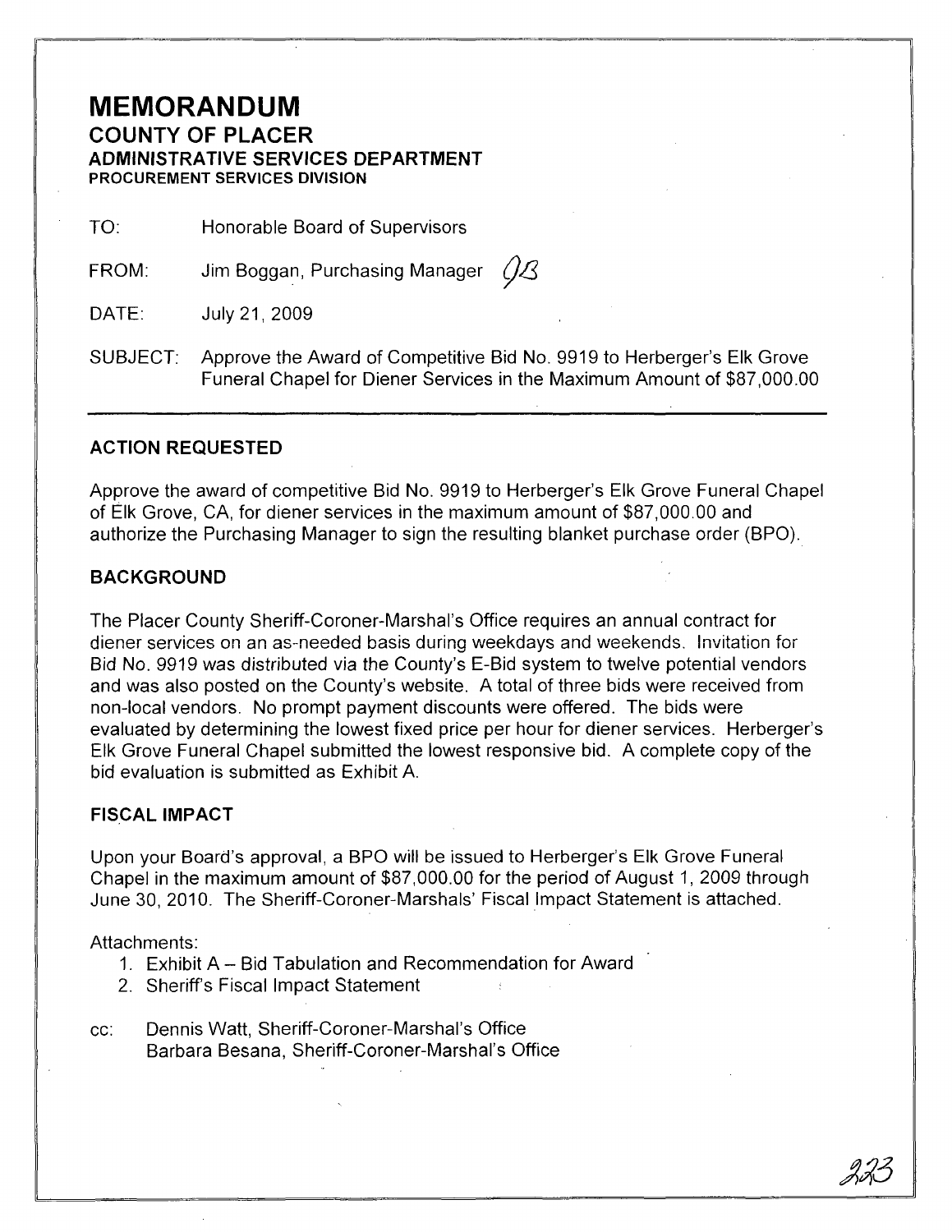# MEMORANDUM

## COUNTY OF PLACER

### ADMINISTRATIVE SERVICES DEPARTMENT

#### PROCUREMENT SERVICES DIVISION

TO: Honorable Board of Supervisors

FROM: Jim Boggan, Purchasing Manager JB

DATE: July 21, 2009

SUBJECT: Approve the Award of Competitive Bid No. 9919 to Herberger's Elk Grove Funeral Chapel for Diener Services in the Maximum Amount of $87,000.00

---

**ACTION REQUESTED**

Approve the award of competitive Bid No. 9919 to Herberger's Elk Grove Funeral Chapel of Elk Grove, CA, for diener services in the maximum amount of $87,000.00 and authorize the Purchasing Manager to sign the resulting blanket purchase order (BPO).

**BACKGROUND**

The Placer County Sheriff-Coroner-Marshal's Office requires an annual contract for diener services on an as-needed basis during weekdays and weekends. Invitation for Bid No. 9919 was distributed via the County's E-Bid system to twelve potential vendors and was also posted on the County's website. A total of three bids were received from non-local vendors. No prompt payment discounts were offered. The bids were evaluated by determining the lowest fixed price per hour for diener services. Herberger's Elk Grove Funeral Chapel submitted the lowest responsive bid. A complete copy of the bid evaluation is submitted as Exhibit A.

**FISCAL IMPACT**

Upon your Board's approval, a BPO will be issued to Herberger's Elk Grove Funeral Chapel in the maximum amount of $87,000.00 for the period of August 1, 2009 through June 30, 2010. The Sheriff-Coroner-Marshals' Fiscal Impact Statement is attached.

Attachments:

1. Exhibit A – Bid Tabulation and Recommendation for Award
2. Sheriff's Fiscal Impact Statement

cc: Dennis Watt, Sheriff-Coroner-Marshal's Office
Barbara Besana, Sheriff-Coroner-Marshal's Office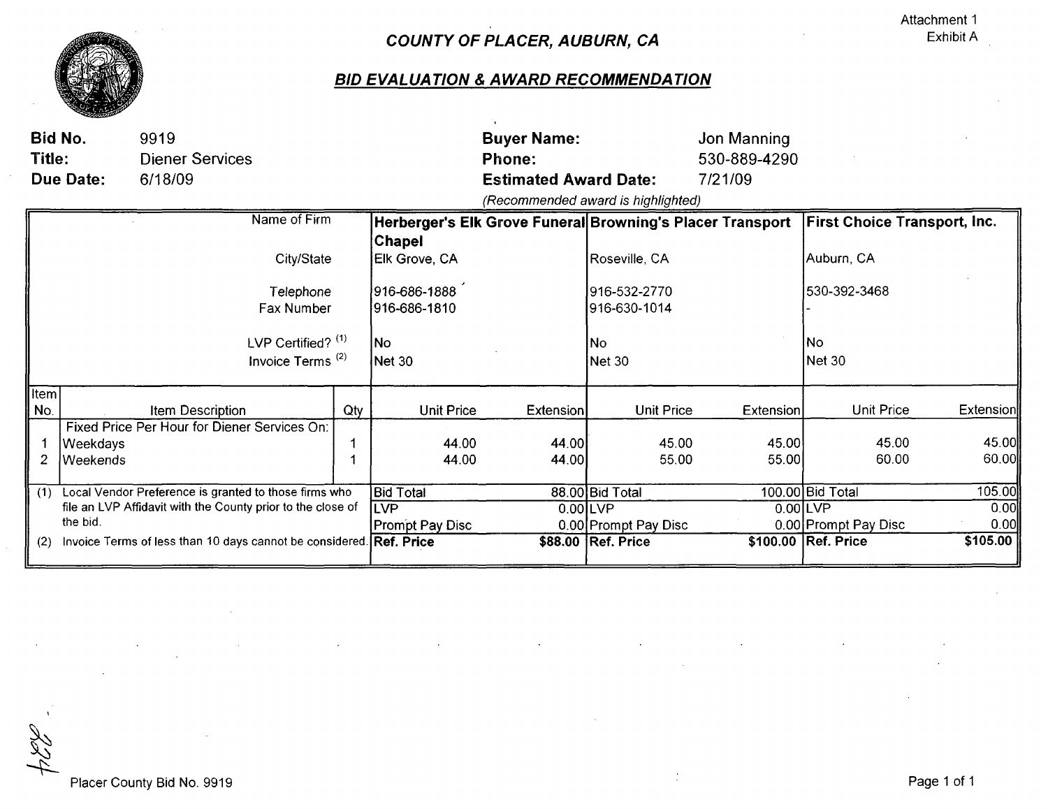Attachment 1
Exhibit A

# *COUNTY OF PLACER, AUBURN, CA*

## *BID EVALUATION & AWARD RECOMMENDATION*

**Bid No.** 9919
**Title:** Diener Services
**Due Date:** 6/18/09

**Buyer Name:** Jon Manning
**Phone:** 530-889-4290
**Estimated Award Date:** 7/21/09

*(Recommended award is highlighted)*

| Item No. | Item Description | Qty | Herberger's Elk Grove Funeral Chapel Unit Price | Herberger's Elk Grove Funeral Chapel Extension | Browning's Placer Transport Unit Price | Browning's Placer Transport Extension | First Choice Transport, Inc. Unit Price | First Choice Transport, Inc. Extension |
|---|---|---|---|---|---|---|---|---|
| | City/State | | Elk Grove, CA | | Roseville, CA | | Auburn, CA | |
| | Telephone | | 916-686-1888 | | 916-532-2770 | | 530-392-3468 | |
| | Fax Number | | 916-686-1810 | | 916-630-1014 | | - | |
| | LVP Certified? [1] | | No | | No | | No | |
| | Invoice Terms [2] | | Net 30 | | Net 30 | | Net 30 | |
| | Fixed Price Per Hour for Diener Services On: | | | | | | | |
| 1 | Weekdays | 1 | 44.00 | 44.00 | 45.00 | 45.00 | 45.00 | 45.00 |
| 2 | Weekends | 1 | 44.00 | 44.00 | 55.00 | 55.00 | 60.00 | 60.00 |
| | | | Bid Total | 88.00 | Bid Total | 100.00 | Bid Total | 105.00 |
| | | | LVP | 0.00 | LVP | 0.00 | LVP | 0.00 |
| | | | Prompt Pay Disc | 0.00 | Prompt Pay Disc | 0.00 | Prompt Pay Disc | 0.00 |
| | | | **Ref. Price** | **$88.00** | **Ref. Price** | **$100.00** | **Ref. Price** | **$105.00** |

(1) Local Vendor Preference is granted to those firms who file an LVP Affidavit with the County prior to the close of the bid.

(2) Invoice Terms of less than 10 days cannot be considered.

Placer County Bid No. 9919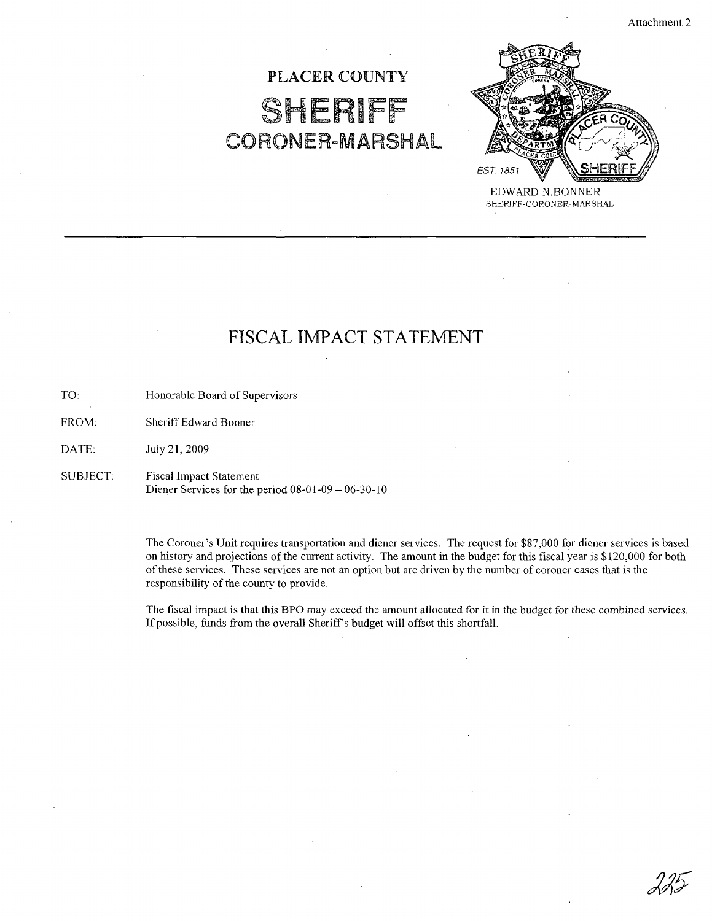Attachment 2

# PLACER COUNTY SHERIFF CORONER-MARSHAL

EST. 1851

EDWARD N.BONNER
SHERIFF-CORONER-MARSHAL

## FISCAL IMPACT STATEMENT

TO: Honorable Board of Supervisors

FROM: Sheriff Edward Bonner

DATE: July 21, 2009

SUBJECT: Fiscal Impact Statement
Diener Services for the period 08-01-09 – 06-30-10

The Coroner's Unit requires transportation and diener services. The request for $87,000 for diener services is based on history and projections of the current activity. The amount in the budget for this fiscal year is $120,000 for both of these services. These services are not an option but are driven by the number of coroner cases that is the responsibility of the county to provide.

The fiscal impact is that this BPO may exceed the amount allocated for it in the budget for these combined services. If possible, funds from the overall Sheriff's budget will offset this shortfall.